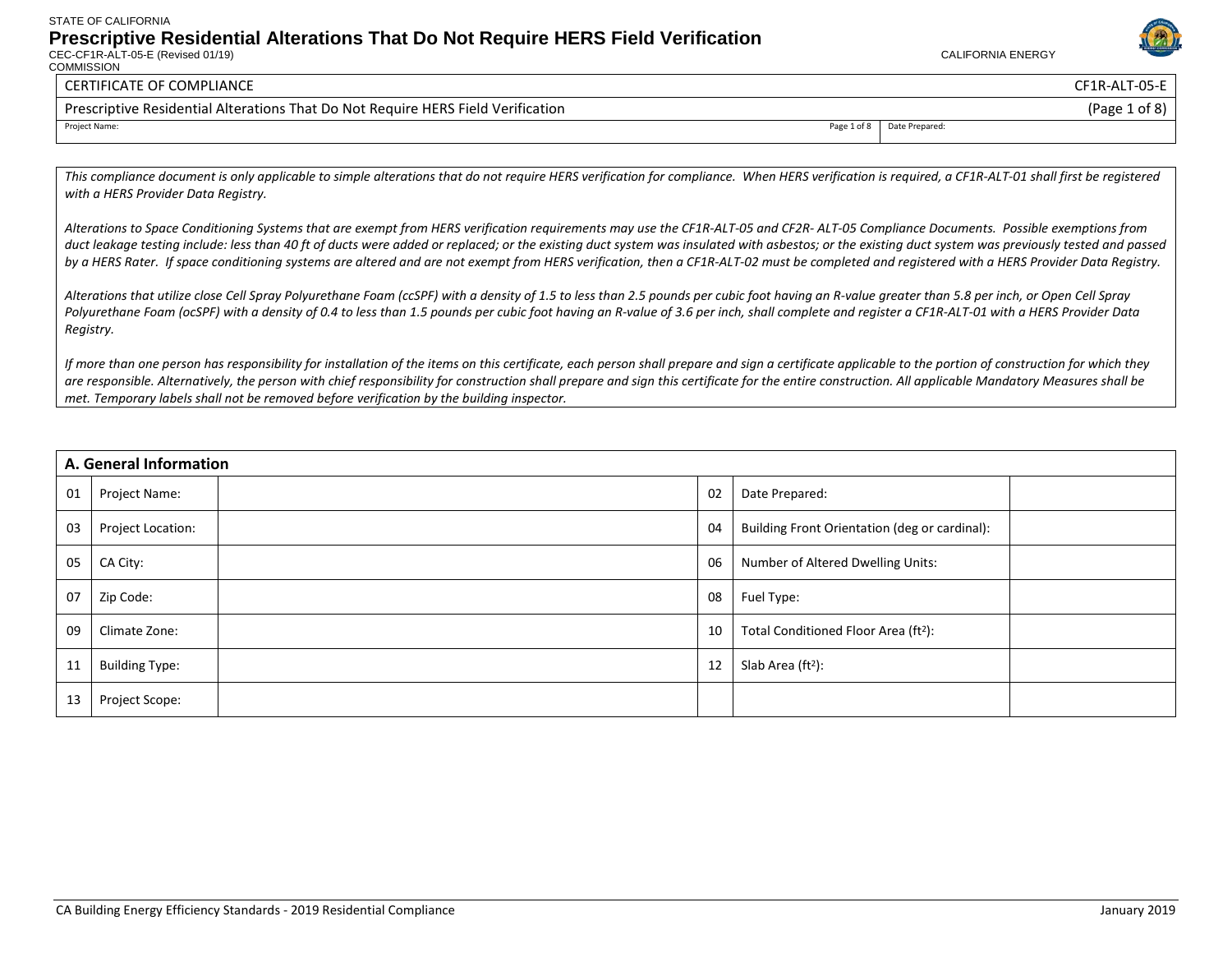STATE OF CALIFORNIA

# Prescriptive Residential Alterations That Do Not Require HERS Field Verification

CEC-CF1R-ALT-05-E (Revised 01/19) CALIFORNIA ENERGY COMMISSION

| CERTIFICATE OF COMPLIANCE | | CF1R-ALT-05-E |
|---|---|---|
| Prescriptive Residential Alterations That Do Not Require HERS Field Verification | | (Page 1 of 8) |
| Project Name: | | Date Prepared: |

*This compliance document is only applicable to simple alterations that do not require HERS verification for compliance. When HERS verification is required, a CF1R-ALT-01 shall first be registered with a HERS Provider Data Registry.*

*Alterations to Space Conditioning Systems that are exempt from HERS verification requirements may use the CF1R-ALT-05 and CF2R- ALT-05 Compliance Documents. Possible exemptions from duct leakage testing include: less than 40 ft of ducts were added or replaced; or the existing duct system was insulated with asbestos; or the existing duct system was previously tested and passed by a HERS Rater. If space conditioning systems are altered and are not exempt from HERS verification, then a CF1R-ALT-02 must be completed and registered with a HERS Provider Data Registry.*

*Alterations that utilize close Cell Spray Polyurethane Foam (ccSPF) with a density of 1.5 to less than 2.5 pounds per cubic foot having an R-value greater than 5.8 per inch, or Open Cell Spray Polyurethane Foam (ocSPF) with a density of 0.4 to less than 1.5 pounds per cubic foot having an R-value of 3.6 per inch, shall complete and register a CF1R-ALT-01 with a HERS Provider Data Registry.*

*If more than one person has responsibility for installation of the items on this certificate, each person shall prepare and sign a certificate applicable to the portion of construction for which they are responsible. Alternatively, the person with chief responsibility for construction shall prepare and sign this certificate for the entire construction. All applicable Mandatory Measures shall be met. Temporary labels shall not be removed before verification by the building inspector.*

| A. General Information | | | | | |
|---|---|---|---|---|---|
| 01 | Project Name: | | 02 | Date Prepared: | |
| 03 | Project Location: | | 04 | Building Front Orientation (deg or cardinal): | |
| 05 | CA City: | | 06 | Number of Altered Dwelling Units: | |
| 07 | Zip Code: | | 08 | Fuel Type: | |
| 09 | Climate Zone: | | 10 | Total Conditioned Floor Area ($ft^2$): | |
| 11 | Building Type: | | 12 | Slab Area ($ft^2$): | |
| 13 | Project Scope: | | | | |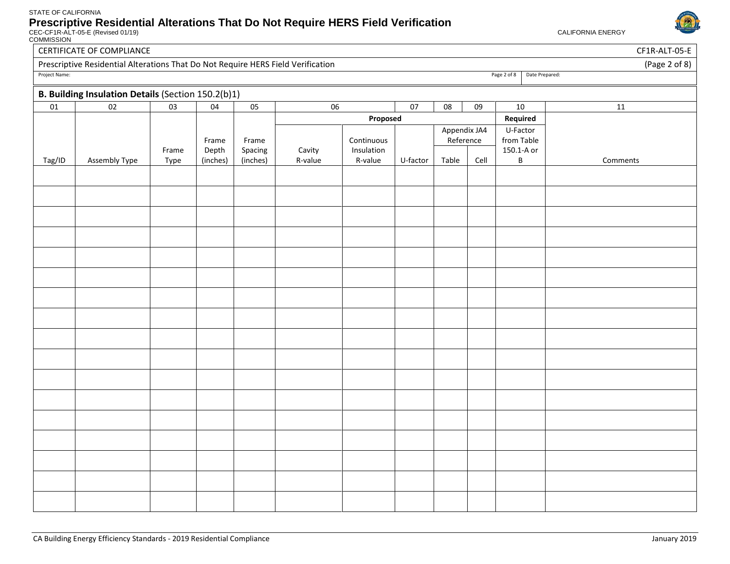CERTIFICATE OF COMPLIANCE CF1R-ALT-05-E

Prescriptive Residential Alterations That Do Not Require HERS Field Verification

Project Name: Date Prepared:

## B. Building Insulation Details (Section 150.2(b)1)

| 01 | 02 | 03 | 04 | 05 | 06 | | 07 | 08 | 09 | 10 | 11 |
|---|---|---|---|---|---|---|---|---|---|---|---|
| | | | | | Proposed | | | | | Required | |
| | | | | | | | | Appendix JA4 Reference | | | |
| Tag/ID | Assembly Type | Frame Type | Frame Depth (inches) | Frame Spacing (inches) | Cavity R-value | Continuous Insulation R-value | U-factor | Table | Cell | U-Factor from Table 150.1-A or B | Comments |
| | | | | | | | | | | | |
| | | | | | | | | | | | |
| | | | | | | | | | | | |
| | | | | | | | | | | | |
| | | | | | | | | | | | |
| | | | | | | | | | | | |
| | | | | | | | | | | | |
| | | | | | | | | | | | |
| | | | | | | | | | | | |
| | | | | | | | | | | | |
| | | | | | | | | | | | |
| | | | | | | | | | | | |
| | | | | | | | | | | | |
| | | | | | | | | | | | |
| | | | | | | | | | | | |
| | | | | | | | | | | | |
| | | | | | | | | | | | |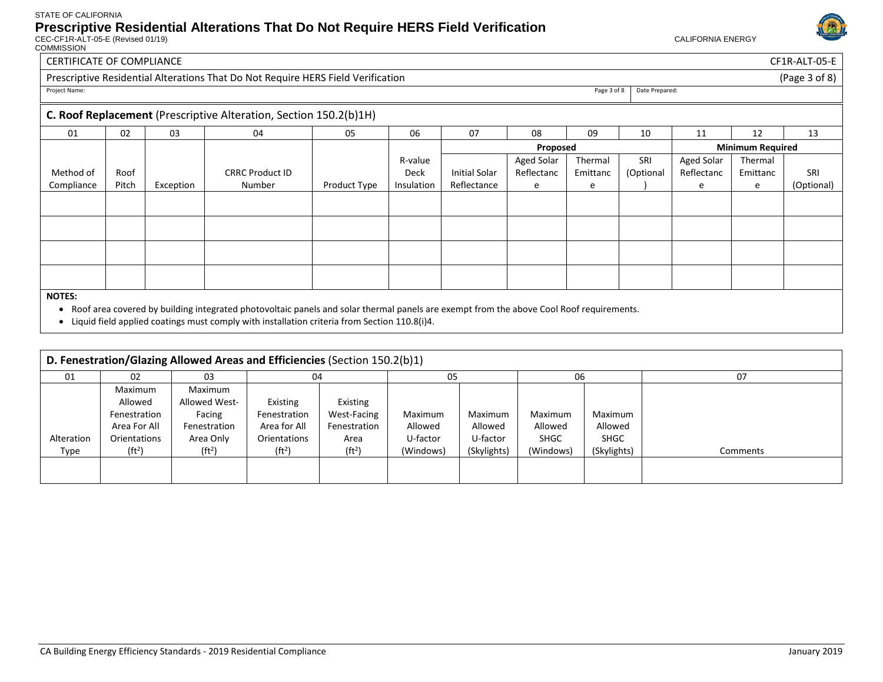CERTIFICATE OF COMPLIANCE — CF1R-ALT-05-E

Prescriptive Residential Alterations That Do Not Require HERS Field Verification

Project Name: | Date Prepared:

## C. Roof Replacement (Prescriptive Alteration, Section 150.2(b)1H)

| 01 | 02 | 03 | 04 | 05 | 06 | 07 | 08 | 09 | 10 | 11 | 12 | 13 |
|---|---|---|---|---|---|---|---|---|---|---|---|---|
| | | | | | | Proposed | | | | Minimum Required | | |
| Method of Compliance | Roof Pitch | Exception | CRRC Product ID Number | Product Type | R-value Deck Insulation | Initial Solar Reflectance | Aged Solar Reflectance | Thermal Emittance | SRI (Optional) | Aged Solar Reflectance | Thermal Emittance | SRI (Optional) |
| | | | | | | | | | | | | |
| | | | | | | | | | | | | |
| | | | | | | | | | | | | |
| | | | | | | | | | | | | |

**NOTES:**

- Roof area covered by building integrated photovoltaic panels and solar thermal panels are exempt from the above Cool Roof requirements.
- Liquid field applied coatings must comply with installation criteria from Section 110.8(i)4.

## D. Fenestration/Glazing Allowed Areas and Efficiencies (Section 150.2(b)1)

| 01 | 02 | 03 | 04 | | 05 | | 06 | | 07 |
|---|---|---|---|---|---|---|---|---|---|
| Alteration Type | Maximum Allowed Fenestration Area For All Orientations ($ft^2$) | Maximum Allowed West-Facing Fenestration Area Only ($ft^2$) | Existing Fenestration Area for All Orientations ($ft^2$) | Existing West-Facing Fenestration Area ($ft^2$) | Maximum Allowed U-factor (Windows) | Maximum Allowed U-factor (Skylights) | Maximum Allowed SHGC (Windows) | Maximum Allowed SHGC (Skylights) | Comments |
| | | | | | | | | | |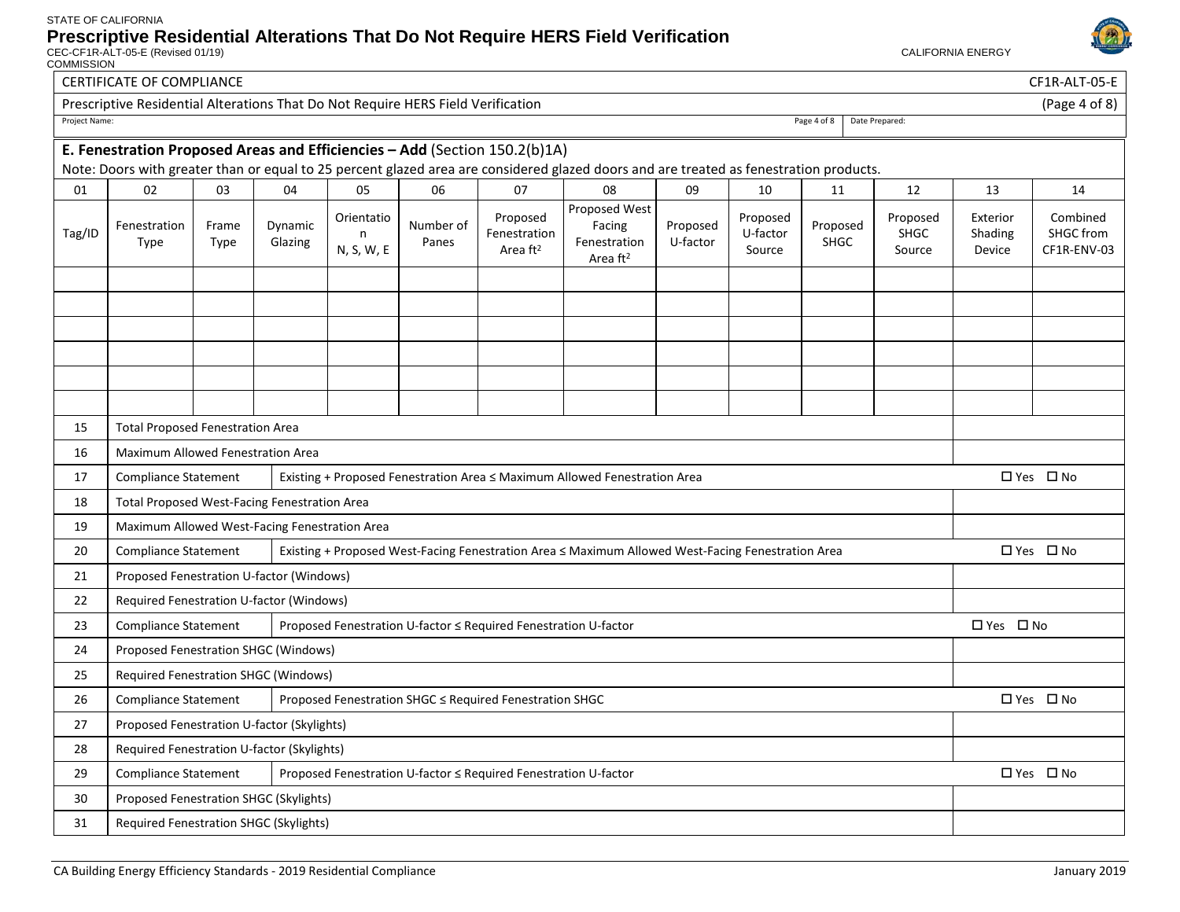STATE OF CALIFORNIA

# Prescriptive Residential Alterations That Do Not Require HERS Field Verification

CEC-CF1R-ALT-05-E (Revised 01/19) CALIFORNIA ENERGY COMMISSION

CERTIFICATE OF COMPLIANCE CF1R-ALT-05-E

Prescriptive Residential Alterations That Do Not Require HERS Field Verification (Page 4 of 8)

Project Name: Date Prepared:

## E. Fenestration Proposed Areas and Efficiencies – Add (Section 150.2(b)1A)

Note: Doors with greater than or equal to 25 percent glazed area are considered glazed doors and are treated as fenestration products.

| 01 | 02 | 03 | 04 | 05 | 06 | 07 | 08 | 09 | 10 | 11 | 12 | 13 | 14 |
|---|---|---|---|---|---|---|---|---|---|---|---|---|---|
| Tag/ID | Fenestration Type | Frame Type | Dynamic Glazing | Orientation N, S, W, E | Number of Panes | Proposed Fenestration Area ft² | Proposed West Facing Fenestration Area ft² | Proposed U-factor | Proposed U-factor Source | Proposed SHGC | Proposed SHGC Source | Exterior Shading Device | Combined SHGC from CF1R-ENV-03 |
| | | | | | | | | | | | | | |
| | | | | | | | | | | | | | |
| | | | | | | | | | | | | | |
| | | | | | | | | | | | | | |
| | | | | | | | | | | | | | |
| | | | | | | | | | | | | | |

| | | | |
|---|---|---|---|
| 15 | Total Proposed Fenestration Area | | |
| 16 | Maximum Allowed Fenestration Area | | |
| 17 | Compliance Statement | Existing + Proposed Fenestration Area ≤ Maximum Allowed Fenestration Area | ☐ Yes ☐ No |
| 18 | Total Proposed West-Facing Fenestration Area | | |
| 19 | Maximum Allowed West-Facing Fenestration Area | | |
| 20 | Compliance Statement | Existing + Proposed West-Facing Fenestration Area ≤ Maximum Allowed West-Facing Fenestration Area | ☐ Yes ☐ No |
| 21 | Proposed Fenestration U-factor (Windows) | | |
| 22 | Required Fenestration U-factor (Windows) | | |
| 23 | Compliance Statement | Proposed Fenestration U-factor ≤ Required Fenestration U-factor | ☐ Yes ☐ No |
| 24 | Proposed Fenestration SHGC (Windows) | | |
| 25 | Required Fenestration SHGC (Windows) | | |
| 26 | Compliance Statement | Proposed Fenestration SHGC ≤ Required Fenestration SHGC | ☐ Yes ☐ No |
| 27 | Proposed Fenestration U-factor (Skylights) | | |
| 28 | Required Fenestration U-factor (Skylights) | | |
| 29 | Compliance Statement | Proposed Fenestration U-factor ≤ Required Fenestration U-factor | ☐ Yes ☐ No |
| 30 | Proposed Fenestration SHGC (Skylights) | | |
| 31 | Required Fenestration SHGC (Skylights) | | |

CA Building Energy Efficiency Standards - 2019 Residential Compliance January 2019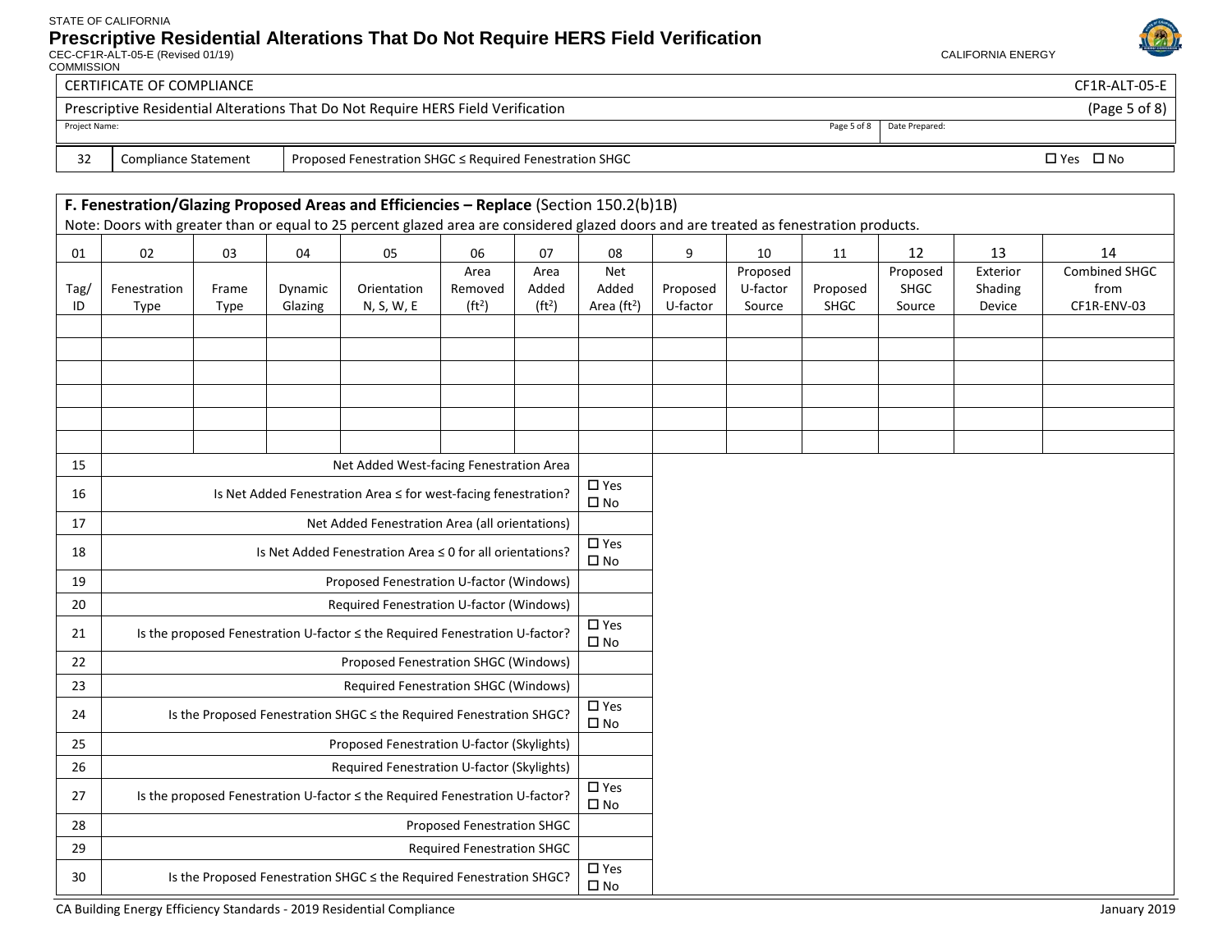CERTIFICATE OF COMPLIANCE CF1R-ALT-05-E

Prescriptive Residential Alterations That Do Not Require HERS Field Verification

Project Name: Date Prepared:

| 32 | Compliance Statement | Proposed Fenestration SHGC ≤ Required Fenestration SHGC | ☐ Yes ☐ No |
|---|---|---|---|

## F. Fenestration/Glazing Proposed Areas and Efficiencies – Replace (Section 150.2(b)1B)

Note: Doors with greater than or equal to 25 percent glazed area are considered glazed doors and are treated as fenestration products.

| 01 | 02 | 03 | 04 | 05 | 06 | 07 | 08 | 9 | 10 | 11 | 12 | 13 | 14 |
|---|---|---|---|---|---|---|---|---|---|---|---|---|---|
| Tag/ ID | Fenestration Type | Frame Type | Dynamic Glazing | Orientation N, S, W, E | Area Removed (ft²) | Area Added (ft²) | Net Added Area (ft²) | Proposed U-factor | Proposed U-factor Source | Proposed SHGC | Proposed SHGC Source | Exterior Shading Device | Combined SHGC from CF1R-ENV-03 |
| | | | | | | | | | | | | | |
| | | | | | | | | | | | | | |
| | | | | | | | | | | | | | |
| | | | | | | | | | | | | | |
| | | | | | | | | | | | | | |
| | | | | | | | | | | | | | |

| | | |
|---|---|---|
| 15 | Net Added West-facing Fenestration Area | |
| 16 | Is Net Added Fenestration Area ≤ for west-facing fenestration? | ☐ Yes ☐ No |
| 17 | Net Added Fenestration Area (all orientations) | |
| 18 | Is Net Added Fenestration Area ≤ 0 for all orientations? | ☐ Yes ☐ No |
| 19 | Proposed Fenestration U-factor (Windows) | |
| 20 | Required Fenestration U-factor (Windows) | |
| 21 | Is the proposed Fenestration U-factor ≤ the Required Fenestration U-factor? | ☐ Yes ☐ No |
| 22 | Proposed Fenestration SHGC (Windows) | |
| 23 | Required Fenestration SHGC (Windows) | |
| 24 | Is the Proposed Fenestration SHGC ≤ the Required Fenestration SHGC? | ☐ Yes ☐ No |
| 25 | Proposed Fenestration U-factor (Skylights) | |
| 26 | Required Fenestration U-factor (Skylights) | |
| 27 | Is the proposed Fenestration U-factor ≤ the Required Fenestration U-factor? | ☐ Yes ☐ No |
| 28 | Proposed Fenestration SHGC | |
| 29 | Required Fenestration SHGC | |
| 30 | Is the Proposed Fenestration SHGC ≤ the Required Fenestration SHGC? | ☐ Yes ☐ No |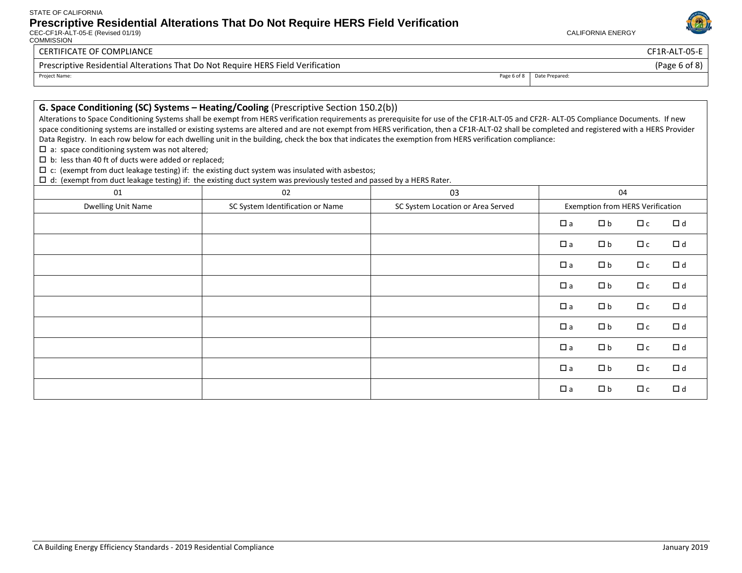CERTIFICATE OF COMPLIANCE — CF1R-ALT-05-E

Prescriptive Residential Alterations That Do Not Require HERS Field Verification

Project Name: | Date Prepared:

## G. Space Conditioning (SC) Systems – Heating/Cooling (Prescriptive Section 150.2(b))

Alterations to Space Conditioning Systems shall be exempt from HERS verification requirements as prerequisite for use of the CF1R-ALT-05 and CF2R- ALT-05 Compliance Documents. If new space conditioning systems are installed or existing systems are altered and are not exempt from HERS verification, then a CF1R-ALT-02 shall be completed and registered with a HERS Provider Data Registry. In each row below for each dwelling unit in the building, check the box that indicates the exemption from HERS verification compliance:

- ☐ a: space conditioning system was not altered;
- ☐ b: less than 40 ft of ducts were added or replaced;
- ☐ c: (exempt from duct leakage testing) if: the existing duct system was insulated with asbestos;
- ☐ d: (exempt from duct leakage testing) if: the existing duct system was previously tested and passed by a HERS Rater.

| 01 | 02 | 03 | 04 |
|---|---|---|---|
| Dwelling Unit Name | SC System Identification or Name | SC System Location or Area Served | Exemption from HERS Verification |
| | | | ☐ a ☐ b ☐ c ☐ d |
| | | | ☐ a ☐ b ☐ c ☐ d |
| | | | ☐ a ☐ b ☐ c ☐ d |
| | | | ☐ a ☐ b ☐ c ☐ d |
| | | | ☐ a ☐ b ☐ c ☐ d |
| | | | ☐ a ☐ b ☐ c ☐ d |
| | | | ☐ a ☐ b ☐ c ☐ d |
| | | | ☐ a ☐ b ☐ c ☐ d |
| | | | ☐ a ☐ b ☐ c ☐ d |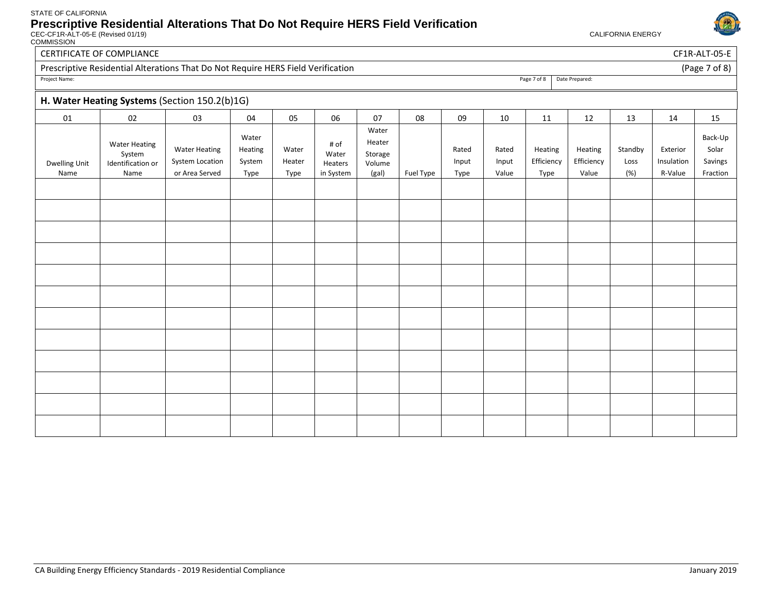STATE OF CALIFORNIA

# Prescriptive Residential Alterations That Do Not Require HERS Field Verification

CEC-CF1R-ALT-05-E (Revised 01/19) CALIFORNIA ENERGY COMMISSION

CERTIFICATE OF COMPLIANCE CF1R-ALT-05-E

Prescriptive Residential Alterations That Do Not Require HERS Field Verification (Page 7 of 8)

Project Name: | Page 7 of 8 | Date Prepared:

## H. Water Heating Systems (Section 150.2(b)1G)

| 01 | 02 | 03 | 04 | 05 | 06 | 07 | 08 | 09 | 10 | 11 | 12 | 13 | 14 | 15 |
|---|---|---|---|---|---|---|---|---|---|---|---|---|---|---|
| Dwelling Unit Name | Water Heating System Identification or Name | Water Heating System Location or Area Served | Water Heating System Type | Water Heater Type | # of Water Heaters in System | Water Heater Storage Volume (gal) | Fuel Type | Rated Input Type | Rated Input Value | Heating Efficiency Type | Heating Efficiency Value | Standby Loss (%) | Exterior Insulation R-Value | Back-Up Solar Savings Fraction |
| | | | | | | | | | | | | | | |
| | | | | | | | | | | | | | | |
| | | | | | | | | | | | | | | |
| | | | | | | | | | | | | | | |
| | | | | | | | | | | | | | | |
| | | | | | | | | | | | | | | |
| | | | | | | | | | | | | | | |
| | | | | | | | | | | | | | | |
| | | | | | | | | | | | | | | |
| | | | | | | | | | | | | | | |
| | | | | | | | | | | | | | | |
| | | | | | | | | | | | | | | |

CA Building Energy Efficiency Standards - 2019 Residential Compliance January 2019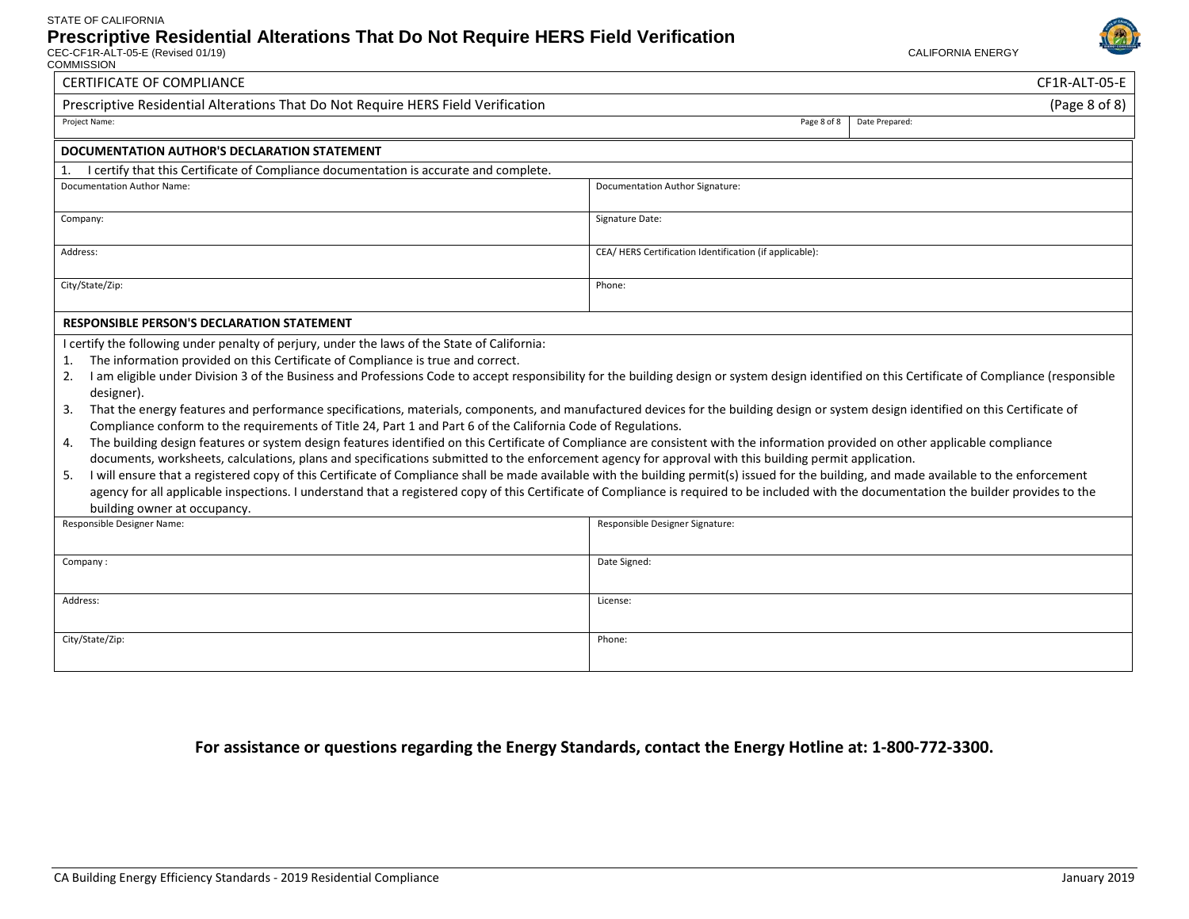STATE OF CALIFORNIA

# Prescriptive Residential Alterations That Do Not Require HERS Field Verification

CEC-CF1R-ALT-05-E (Revised 01/19) CALIFORNIA ENERGY COMMISSION

| CERTIFICATE OF COMPLIANCE | CF1R-ALT-05-E |
|---|---|
| Prescriptive Residential Alterations That Do Not Require HERS Field Verification | (Page 8 of 8) |
| Project Name: | Date Prepared: |

| DOCUMENTATION AUTHOR'S DECLARATION STATEMENT | |
|---|---|
| 1. I certify that this Certificate of Compliance documentation is accurate and complete. | |
| Documentation Author Name: | Documentation Author Signature: |
| Company: | Signature Date: |
| Address: | CEA/ HERS Certification Identification (if applicable): |
| City/State/Zip: | Phone: |

**RESPONSIBLE PERSON'S DECLARATION STATEMENT**

I certify the following under penalty of perjury, under the laws of the State of California:

1. The information provided on this Certificate of Compliance is true and correct.
2. I am eligible under Division 3 of the Business and Professions Code to accept responsibility for the building design or system design identified on this Certificate of Compliance (responsible designer).
3. That the energy features and performance specifications, materials, components, and manufactured devices for the building design or system design identified on this Certificate of Compliance conform to the requirements of Title 24, Part 1 and Part 6 of the California Code of Regulations.
4. The building design features or system design features identified on this Certificate of Compliance are consistent with the information provided on other applicable compliance documents, worksheets, calculations, plans and specifications submitted to the enforcement agency for approval with this building permit application.
5. I will ensure that a registered copy of this Certificate of Compliance shall be made available with the building permit(s) issued for the building, and made available to the enforcement agency for all applicable inspections. I understand that a registered copy of this Certificate of Compliance is required to be included with the documentation the builder provides to the building owner at occupancy.

| Responsible Designer Name: | Responsible Designer Signature: |
|---|---|
| Company : | Date Signed: |
| Address: | License: |
| City/State/Zip: | Phone: |

**For assistance or questions regarding the Energy Standards, contact the Energy Hotline at: 1-800-772-3300.**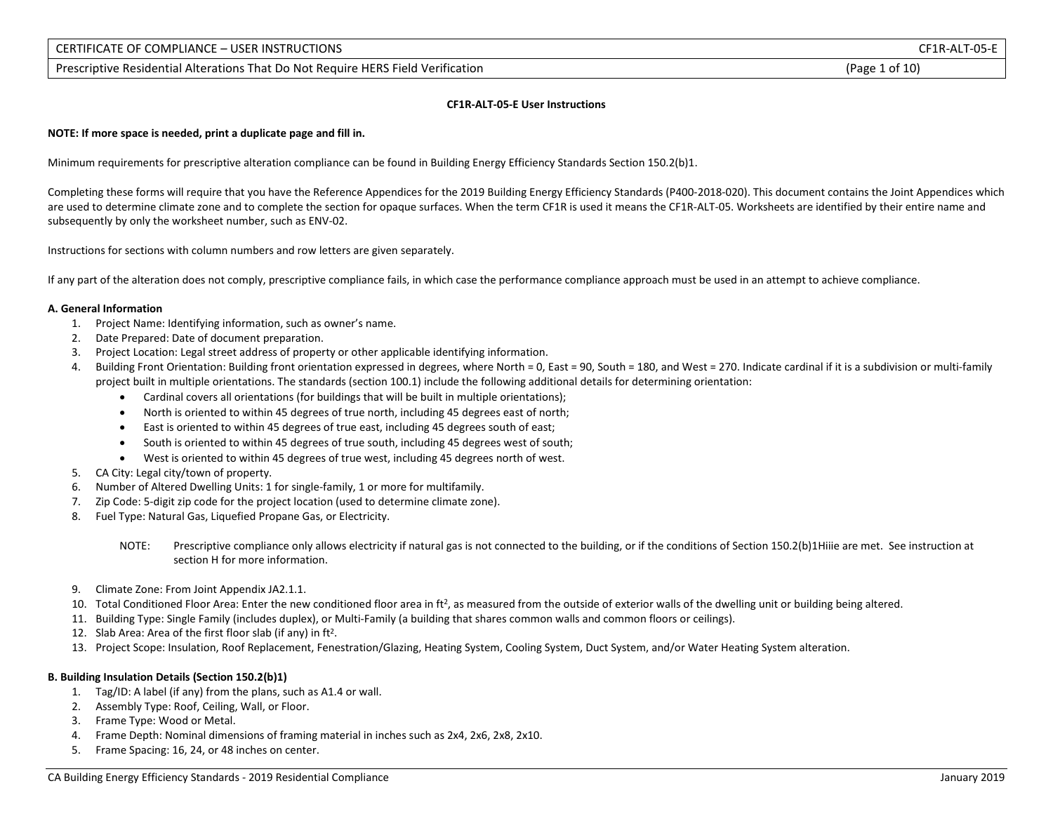**CF1R-ALT-05-E User Instructions**

**NOTE: If more space is needed, print a duplicate page and fill in.**

Minimum requirements for prescriptive alteration compliance can be found in Building Energy Efficiency Standards Section 150.2(b)1.

Completing these forms will require that you have the Reference Appendices for the 2019 Building Energy Efficiency Standards (P400-2018-020). This document contains the Joint Appendices which are used to determine climate zone and to complete the section for opaque surfaces. When the term CF1R is used it means the CF1R-ALT-05. Worksheets are identified by their entire name and subsequently by only the worksheet number, such as ENV-02.

Instructions for sections with column numbers and row letters are given separately.

If any part of the alteration does not comply, prescriptive compliance fails, in which case the performance compliance approach must be used in an attempt to achieve compliance.

**A. General Information**

1. Project Name: Identifying information, such as owner's name.
2. Date Prepared: Date of document preparation.
3. Project Location: Legal street address of property or other applicable identifying information.
4. Building Front Orientation: Building front orientation expressed in degrees, where North = 0, East = 90, South = 180, and West = 270. Indicate cardinal if it is a subdivision or multi-family project built in multiple orientations. The standards (section 100.1) include the following additional details for determining orientation:
   - Cardinal covers all orientations (for buildings that will be built in multiple orientations);
   - North is oriented to within 45 degrees of true north, including 45 degrees east of north;
   - East is oriented to within 45 degrees of true east, including 45 degrees south of east;
   - South is oriented to within 45 degrees of true south, including 45 degrees west of south;
   - West is oriented to within 45 degrees of true west, including 45 degrees north of west.
5. CA City: Legal city/town of property.
6. Number of Altered Dwelling Units: 1 for single-family, 1 or more for multifamily.
7. Zip Code: 5-digit zip code for the project location (used to determine climate zone).
8. Fuel Type: Natural Gas, Liquefied Propane Gas, or Electricity.

   NOTE: Prescriptive compliance only allows electricity if natural gas is not connected to the building, or if the conditions of Section 150.2(b)1Hiiie are met. See instruction at section H for more information.

9. Climate Zone: From Joint Appendix JA2.1.1.
10. Total Conditioned Floor Area: Enter the new conditioned floor area in ft², as measured from the outside of exterior walls of the dwelling unit or building being altered.
11. Building Type: Single Family (includes duplex), or Multi-Family (a building that shares common walls and common floors or ceilings).
12. Slab Area: Area of the first floor slab (if any) in ft².
13. Project Scope: Insulation, Roof Replacement, Fenestration/Glazing, Heating System, Cooling System, Duct System, and/or Water Heating System alteration.

**B. Building Insulation Details (Section 150.2(b)1)**

1. Tag/ID: A label (if any) from the plans, such as A1.4 or wall.
2. Assembly Type: Roof, Ceiling, Wall, or Floor.
3. Frame Type: Wood or Metal.
4. Frame Depth: Nominal dimensions of framing material in inches such as 2x4, 2x6, 2x8, 2x10.
5. Frame Spacing: 16, 24, or 48 inches on center.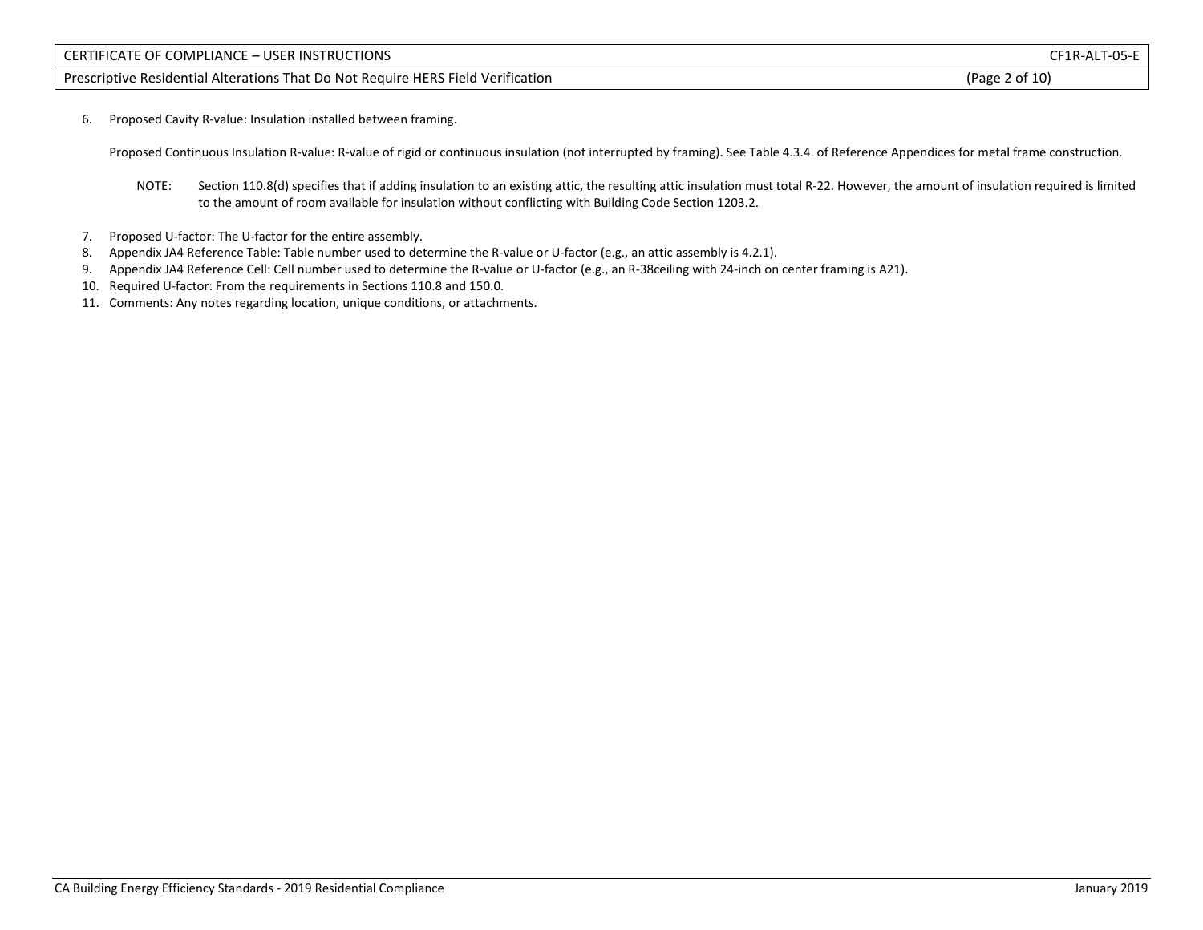6. Proposed Cavity R-value: Insulation installed between framing.

   Proposed Continuous Insulation R-value: R-value of rigid or continuous insulation (not interrupted by framing). See Table 4.3.4. of Reference Appendices for metal frame construction.

   NOTE: Section 110.8(d) specifies that if adding insulation to an existing attic, the resulting attic insulation must total R-22. However, the amount of insulation required is limited to the amount of room available for insulation without conflicting with Building Code Section 1203.2.

7. Proposed U-factor: The U-factor for the entire assembly.
8. Appendix JA4 Reference Table: Table number used to determine the R-value or U-factor (e.g., an attic assembly is 4.2.1).
9. Appendix JA4 Reference Cell: Cell number used to determine the R-value or U-factor (e.g., an R-38ceiling with 24-inch on center framing is A21).
10. Required U-factor: From the requirements in Sections 110.8 and 150.0.
11. Comments: Any notes regarding location, unique conditions, or attachments.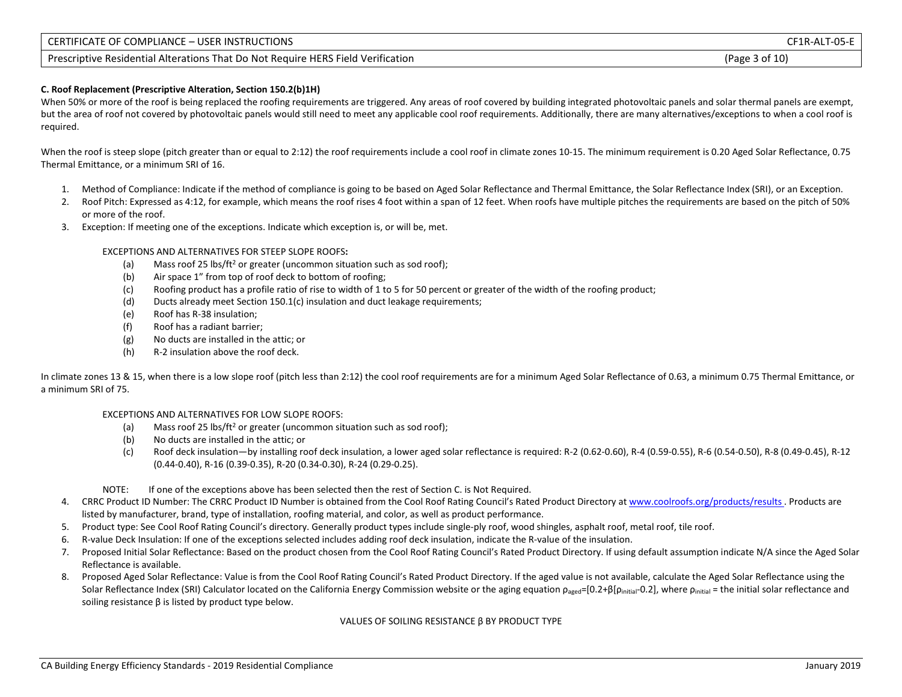### C. Roof Replacement (Prescriptive Alteration, Section 150.2(b)1H)

When 50% or more of the roof is being replaced the roofing requirements are triggered. Any areas of roof covered by building integrated photovoltaic panels and solar thermal panels are exempt, but the area of roof not covered by photovoltaic panels would still need to meet any applicable cool roof requirements. Additionally, there are many alternatives/exceptions to when a cool roof is required.

When the roof is steep slope (pitch greater than or equal to 2:12) the roof requirements include a cool roof in climate zones 10-15. The minimum requirement is 0.20 Aged Solar Reflectance, 0.75 Thermal Emittance, or a minimum SRI of 16.

1. Method of Compliance: Indicate if the method of compliance is going to be based on Aged Solar Reflectance and Thermal Emittance, the Solar Reflectance Index (SRI), or an Exception.
2. Roof Pitch: Expressed as 4:12, for example, which means the roof rises 4 foot within a span of 12 feet. When roofs have multiple pitches the requirements are based on the pitch of 50% or more of the roof.
3. Exception: If meeting one of the exceptions. Indicate which exception is, or will be, met.

   EXCEPTIONS AND ALTERNATIVES FOR STEEP SLOPE ROOFS**:**

   (a) Mass roof 25 lbs/ft² or greater (uncommon situation such as sod roof);
   (b) Air space 1" from top of roof deck to bottom of roofing;
   (c) Roofing product has a profile ratio of rise to width of 1 to 5 for 50 percent or greater of the width of the roofing product;
   (d) Ducts already meet Section 150.1(c) insulation and duct leakage requirements;
   (e) Roof has R-38 insulation;
   (f) Roof has a radiant barrier;
   (g) No ducts are installed in the attic; or
   (h) R-2 insulation above the roof deck.

In climate zones 13 & 15, when there is a low slope roof (pitch less than 2:12) the cool roof requirements are for a minimum Aged Solar Reflectance of 0.63, a minimum 0.75 Thermal Emittance, or a minimum SRI of 75.

   EXCEPTIONS AND ALTERNATIVES FOR LOW SLOPE ROOFS:

   (a) Mass roof 25 lbs/ft² or greater (uncommon situation such as sod roof);
   (b) No ducts are installed in the attic; or
   (c) Roof deck insulation—by installing roof deck insulation, a lower aged solar reflectance is required: R-2 (0.62-0.60), R-4 (0.59-0.55), R-6 (0.54-0.50), R-8 (0.49-0.45), R-12 (0.44-0.40), R-16 (0.39-0.35), R-20 (0.34-0.30), R-24 (0.29-0.25).

   NOTE: If one of the exceptions above has been selected then the rest of Section C. is Not Required.

4. CRRC Product ID Number: The CRRC Product ID Number is obtained from the Cool Roof Rating Council's Rated Product Directory at www.coolroofs.org/products/results . Products are listed by manufacturer, brand, type of installation, roofing material, and color, as well as product performance.
5. Product type: See Cool Roof Rating Council's directory. Generally product types include single-ply roof, wood shingles, asphalt roof, metal roof, tile roof.
6. R-value Deck Insulation: If one of the exceptions selected includes adding roof deck insulation, indicate the R-value of the insulation.
7. Proposed Initial Solar Reflectance: Based on the product chosen from the Cool Roof Rating Council's Rated Product Directory. If using default assumption indicate N/A since the Aged Solar Reflectance is available.
8. Proposed Aged Solar Reflectance: Value is from the Cool Roof Rating Council's Rated Product Directory. If the aged value is not available, calculate the Aged Solar Reflectance using the Solar Reflectance Index (SRI) Calculator located on the California Energy Commission website or the aging equation $\rho_{aged}=[0.2+\beta[\rho_{initial}-0.2]$, where $\rho_{initial}$ = the initial solar reflectance and soiling resistance $\beta$ is listed by product type below.

VALUES OF SOILING RESISTANCE β BY PRODUCT TYPE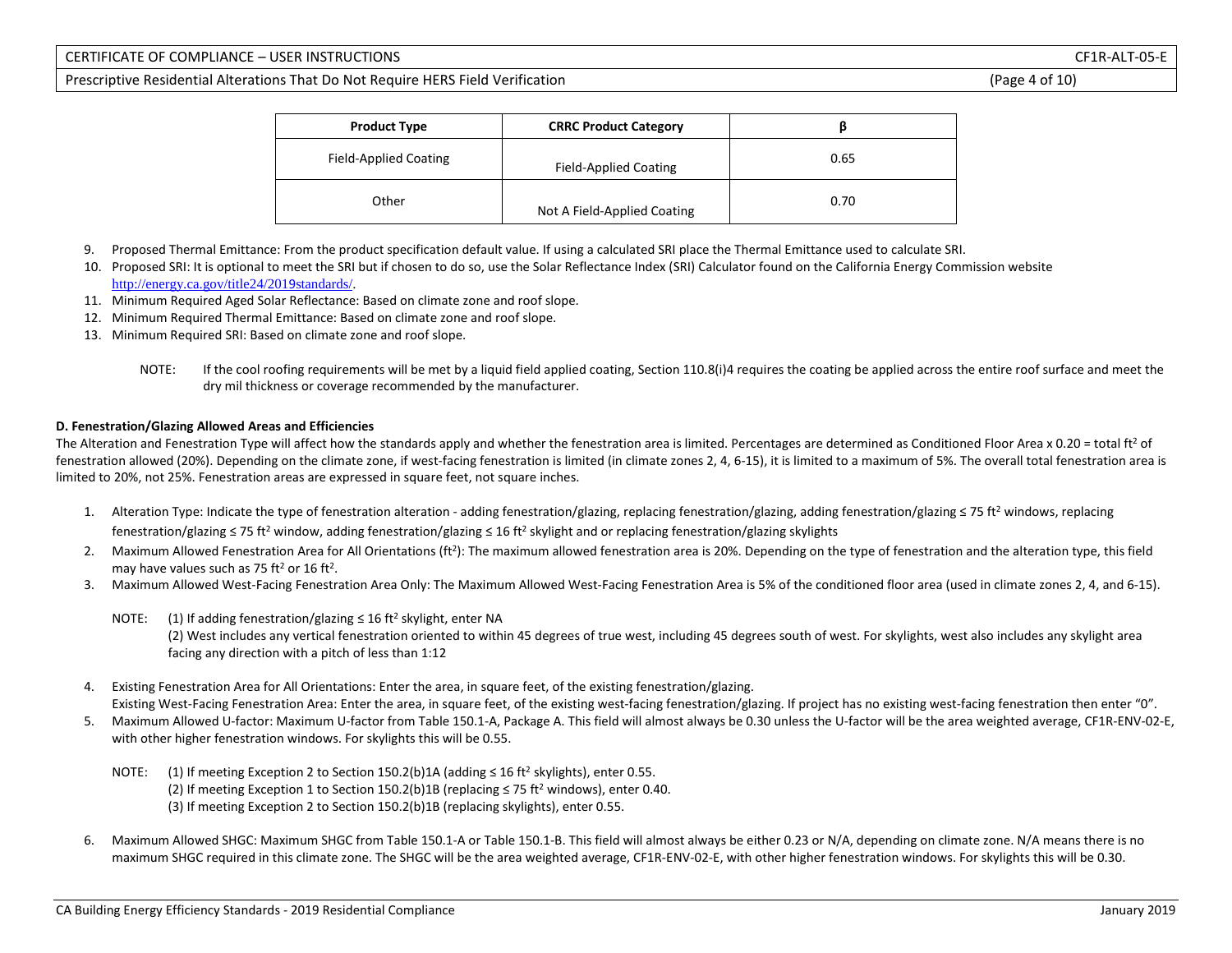| Product Type | CRRC Product Category | β |
|---|---|---|
| Field-Applied Coating | Field-Applied Coating | 0.65 |
| Other | Not A Field-Applied Coating | 0.70 |

9. Proposed Thermal Emittance: From the product specification default value. If using a calculated SRI place the Thermal Emittance used to calculate SRI.
10. Proposed SRI: It is optional to meet the SRI but if chosen to do so, use the Solar Reflectance Index (SRI) Calculator found on the California Energy Commission website http://energy.ca.gov/title24/2019standards/.
11. Minimum Required Aged Solar Reflectance: Based on climate zone and roof slope.
12. Minimum Required Thermal Emittance: Based on climate zone and roof slope.
13. Minimum Required SRI: Based on climate zone and roof slope.

NOTE: If the cool roofing requirements will be met by a liquid field applied coating, Section 110.8(i)4 requires the coating be applied across the entire roof surface and meet the dry mil thickness or coverage recommended by the manufacturer.

**D. Fenestration/Glazing Allowed Areas and Efficiencies**

The Alteration and Fenestration Type will affect how the standards apply and whether the fenestration area is limited. Percentages are determined as Conditioned Floor Area x 0.20 = total ft$^2$ of fenestration allowed (20%). Depending on the climate zone, if west-facing fenestration is limited (in climate zones 2, 4, 6-15), it is limited to a maximum of 5%. The overall total fenestration area is limited to 20%, not 25%. Fenestration areas are expressed in square feet, not square inches.

1. Alteration Type: Indicate the type of fenestration alteration - adding fenestration/glazing, replacing fenestration/glazing, adding fenestration/glazing ≤ 75 ft$^2$ windows, replacing fenestration/glazing ≤ 75 ft$^2$ window, adding fenestration/glazing ≤ 16 ft$^2$ skylight and or replacing fenestration/glazing skylights
2. Maximum Allowed Fenestration Area for All Orientations (ft$^2$): The maximum allowed fenestration area is 20%. Depending on the type of fenestration and the alteration type, this field may have values such as 75 ft$^2$ or 16 ft$^2$.
3. Maximum Allowed West-Facing Fenestration Area Only: The Maximum Allowed West-Facing Fenestration Area is 5% of the conditioned floor area (used in climate zones 2, 4, and 6-15).

   NOTE: (1) If adding fenestration/glazing ≤ 16 ft$^2$ skylight, enter NA
   (2) West includes any vertical fenestration oriented to within 45 degrees of true west, including 45 degrees south of west. For skylights, west also includes any skylight area facing any direction with a pitch of less than 1:12

4. Existing Fenestration Area for All Orientations: Enter the area, in square feet, of the existing fenestration/glazing.
   Existing West-Facing Fenestration Area: Enter the area, in square feet, of the existing west-facing fenestration/glazing. If project has no existing west-facing fenestration then enter "0".
5. Maximum Allowed U-factor: Maximum U-factor from Table 150.1-A, Package A. This field will almost always be 0.30 unless the U-factor will be the area weighted average, CF1R-ENV-02-E, with other higher fenestration windows. For skylights this will be 0.55.

   NOTE: (1) If meeting Exception 2 to Section 150.2(b)1A (adding ≤ 16 ft$^2$ skylights), enter 0.55.
   (2) If meeting Exception 1 to Section 150.2(b)1B (replacing ≤ 75 ft$^2$ windows), enter 0.40.
   (3) If meeting Exception 2 to Section 150.2(b)1B (replacing skylights), enter 0.55.

6. Maximum Allowed SHGC: Maximum SHGC from Table 150.1-A or Table 150.1-B. This field will almost always be either 0.23 or N/A, depending on climate zone. N/A means there is no maximum SHGC required in this climate zone. The SHGC will be the area weighted average, CF1R-ENV-02-E, with other higher fenestration windows. For skylights this will be 0.30.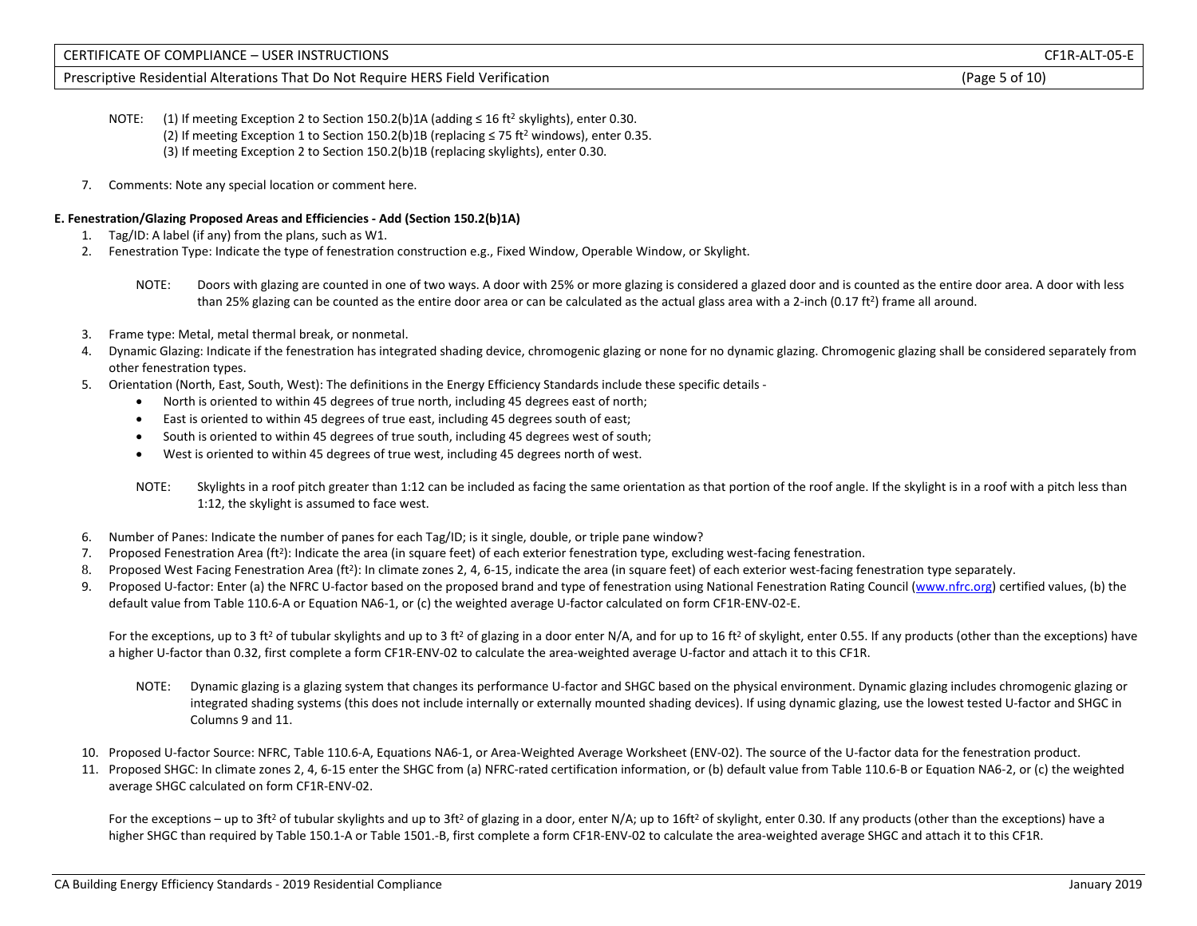NOTE: (1) If meeting Exception 2 to Section 150.2(b)1A (adding ≤ 16 ft$^2$ skylights), enter 0.30.
(2) If meeting Exception 1 to Section 150.2(b)1B (replacing ≤ 75 ft$^2$ windows), enter 0.35.
(3) If meeting Exception 2 to Section 150.2(b)1B (replacing skylights), enter 0.30.

7. Comments: Note any special location or comment here.

**E. Fenestration/Glazing Proposed Areas and Efficiencies - Add (Section 150.2(b)1A)**

1. Tag/ID: A label (if any) from the plans, such as W1.
2. Fenestration Type: Indicate the type of fenestration construction e.g., Fixed Window, Operable Window, or Skylight.

   NOTE: Doors with glazing are counted in one of two ways. A door with 25% or more glazing is considered a glazed door and is counted as the entire door area. A door with less than 25% glazing can be counted as the entire door area or can be calculated as the actual glass area with a 2-inch (0.17 ft$^2$) frame all around.

3. Frame type: Metal, metal thermal break, or nonmetal.
4. Dynamic Glazing: Indicate if the fenestration has integrated shading device, chromogenic glazing or none for no dynamic glazing. Chromogenic glazing shall be considered separately from other fenestration types.
5. Orientation (North, East, South, West): The definitions in the Energy Efficiency Standards include these specific details -
   - North is oriented to within 45 degrees of true north, including 45 degrees east of north;
   - East is oriented to within 45 degrees of true east, including 45 degrees south of east;
   - South is oriented to within 45 degrees of true south, including 45 degrees west of south;
   - West is oriented to within 45 degrees of true west, including 45 degrees north of west.

   NOTE: Skylights in a roof pitch greater than 1:12 can be included as facing the same orientation as that portion of the roof angle. If the skylight is in a roof with a pitch less than 1:12, the skylight is assumed to face west.

6. Number of Panes: Indicate the number of panes for each Tag/ID; is it single, double, or triple pane window?
7. Proposed Fenestration Area (ft$^2$): Indicate the area (in square feet) of each exterior fenestration type, excluding west-facing fenestration.
8. Proposed West Facing Fenestration Area (ft$^2$): In climate zones 2, 4, 6-15, indicate the area (in square feet) of each exterior west-facing fenestration type separately.
9. Proposed U-factor: Enter (a) the NFRC U-factor based on the proposed brand and type of fenestration using National Fenestration Rating Council (www.nfrc.org) certified values, (b) the default value from Table 110.6-A or Equation NA6-1, or (c) the weighted average U-factor calculated on form CF1R-ENV-02-E.

   For the exceptions, up to 3 ft$^2$ of tubular skylights and up to 3 ft$^2$ of glazing in a door enter N/A, and for up to 16 ft$^2$ of skylight, enter 0.55. If any products (other than the exceptions) have a higher U-factor than 0.32, first complete a form CF1R-ENV-02 to calculate the area-weighted average U-factor and attach it to this CF1R.

   NOTE: Dynamic glazing is a glazing system that changes its performance U-factor and SHGC based on the physical environment. Dynamic glazing includes chromogenic glazing or integrated shading systems (this does not include internally or externally mounted shading devices). If using dynamic glazing, use the lowest tested U-factor and SHGC in Columns 9 and 11.

10. Proposed U-factor Source: NFRC, Table 110.6-A, Equations NA6-1, or Area-Weighted Average Worksheet (ENV-02). The source of the U-factor data for the fenestration product.
11. Proposed SHGC: In climate zones 2, 4, 6-15 enter the SHGC from (a) NFRC-rated certification information, or (b) default value from Table 110.6-B or Equation NA6-2, or (c) the weighted average SHGC calculated on form CF1R-ENV-02.

    For the exceptions – up to 3ft$^2$ of tubular skylights and up to 3ft$^2$ of glazing in a door, enter N/A; up to 16ft$^2$ of skylight, enter 0.30. If any products (other than the exceptions) have a higher SHGC than required by Table 150.1-A or Table 1501.-B, first complete a form CF1R-ENV-02 to calculate the area-weighted average SHGC and attach it to this CF1R.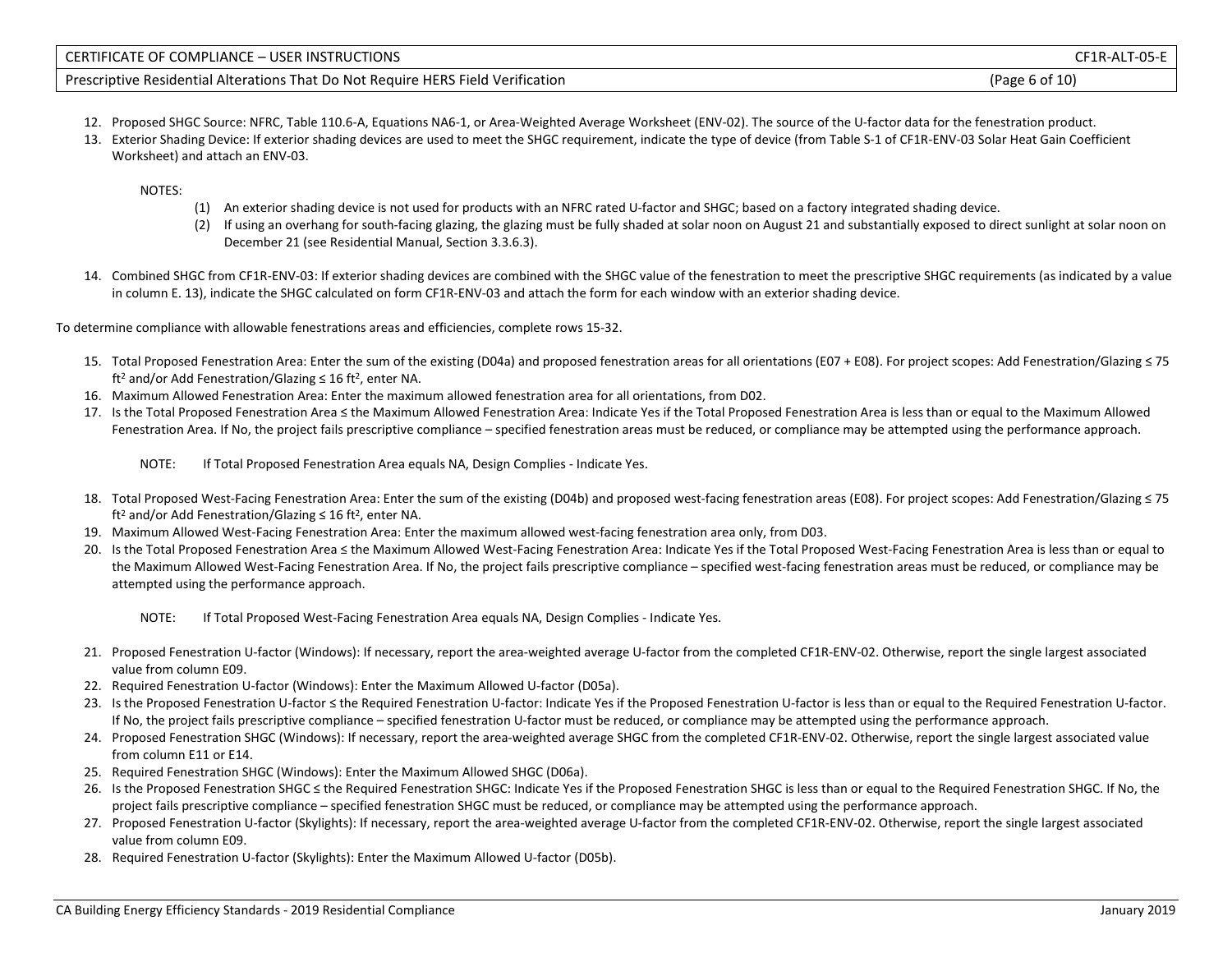12. Proposed SHGC Source: NFRC, Table 110.6-A, Equations NA6-1, or Area-Weighted Average Worksheet (ENV-02). The source of the U-factor data for the fenestration product.
13. Exterior Shading Device: If exterior shading devices are used to meet the SHGC requirement, indicate the type of device (from Table S-1 of CF1R-ENV-03 Solar Heat Gain Coefficient Worksheet) and attach an ENV-03.

    NOTES:

    (1) An exterior shading device is not used for products with an NFRC rated U-factor and SHGC; based on a factory integrated shading device.

    (2) If using an overhang for south-facing glazing, the glazing must be fully shaded at solar noon on August 21 and substantially exposed to direct sunlight at solar noon on December 21 (see Residential Manual, Section 3.3.6.3).

14. Combined SHGC from CF1R-ENV-03: If exterior shading devices are combined with the SHGC value of the fenestration to meet the prescriptive SHGC requirements (as indicated by a value in column E. 13), indicate the SHGC calculated on form CF1R-ENV-03 and attach the form for each window with an exterior shading device.

To determine compliance with allowable fenestrations areas and efficiencies, complete rows 15-32.

15. Total Proposed Fenestration Area: Enter the sum of the existing (D04a) and proposed fenestration areas for all orientations (E07 + E08). For project scopes: Add Fenestration/Glazing ≤ 75 ft² and/or Add Fenestration/Glazing ≤ 16 ft², enter NA.
16. Maximum Allowed Fenestration Area: Enter the maximum allowed fenestration area for all orientations, from D02.
17. Is the Total Proposed Fenestration Area ≤ the Maximum Allowed Fenestration Area: Indicate Yes if the Total Proposed Fenestration Area is less than or equal to the Maximum Allowed Fenestration Area. If No, the project fails prescriptive compliance – specified fenestration areas must be reduced, or compliance may be attempted using the performance approach.

    NOTE: If Total Proposed Fenestration Area equals NA, Design Complies - Indicate Yes.

18. Total Proposed West-Facing Fenestration Area: Enter the sum of the existing (D04b) and proposed west-facing fenestration areas (E08). For project scopes: Add Fenestration/Glazing ≤ 75 ft² and/or Add Fenestration/Glazing ≤ 16 ft², enter NA.
19. Maximum Allowed West-Facing Fenestration Area: Enter the maximum allowed west-facing fenestration area only, from D03.
20. Is the Total Proposed Fenestration Area ≤ the Maximum Allowed West-Facing Fenestration Area: Indicate Yes if the Total Proposed West-Facing Fenestration Area is less than or equal to the Maximum Allowed West-Facing Fenestration Area. If No, the project fails prescriptive compliance – specified west-facing fenestration areas must be reduced, or compliance may be attempted using the performance approach.

    NOTE: If Total Proposed West-Facing Fenestration Area equals NA, Design Complies - Indicate Yes.

21. Proposed Fenestration U-factor (Windows): If necessary, report the area-weighted average U-factor from the completed CF1R-ENV-02. Otherwise, report the single largest associated value from column E09.
22. Required Fenestration U-factor (Windows): Enter the Maximum Allowed U-factor (D05a).
23. Is the Proposed Fenestration U-factor ≤ the Required Fenestration U-factor: Indicate Yes if the Proposed Fenestration U-factor is less than or equal to the Required Fenestration U-factor. If No, the project fails prescriptive compliance – specified fenestration U-factor must be reduced, or compliance may be attempted using the performance approach.
24. Proposed Fenestration SHGC (Windows): If necessary, report the area-weighted average SHGC from the completed CF1R-ENV-02. Otherwise, report the single largest associated value from column E11 or E14.
25. Required Fenestration SHGC (Windows): Enter the Maximum Allowed SHGC (D06a).
26. Is the Proposed Fenestration SHGC ≤ the Required Fenestration SHGC: Indicate Yes if the Proposed Fenestration SHGC is less than or equal to the Required Fenestration SHGC. If No, the project fails prescriptive compliance – specified fenestration SHGC must be reduced, or compliance may be attempted using the performance approach.
27. Proposed Fenestration U-factor (Skylights): If necessary, report the area-weighted average U-factor from the completed CF1R-ENV-02. Otherwise, report the single largest associated value from column E09.
28. Required Fenestration U-factor (Skylights): Enter the Maximum Allowed U-factor (D05b).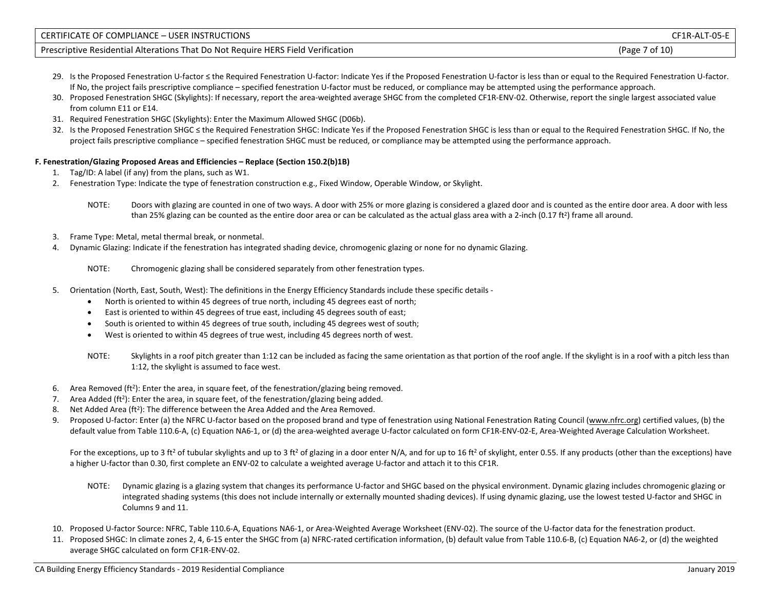29. Is the Proposed Fenestration U-factor ≤ the Required Fenestration U-factor: Indicate Yes if the Proposed Fenestration U-factor is less than or equal to the Required Fenestration U-factor. If No, the project fails prescriptive compliance – specified fenestration U-factor must be reduced, or compliance may be attempted using the performance approach.
30. Proposed Fenestration SHGC (Skylights): If necessary, report the area-weighted average SHGC from the completed CF1R-ENV-02. Otherwise, report the single largest associated value from column E11 or E14.
31. Required Fenestration SHGC (Skylights): Enter the Maximum Allowed SHGC (D06b).
32. Is the Proposed Fenestration SHGC ≤ the Required Fenestration SHGC: Indicate Yes if the Proposed Fenestration SHGC is less than or equal to the Required Fenestration SHGC. If No, the project fails prescriptive compliance – specified fenestration SHGC must be reduced, or compliance may be attempted using the performance approach.

**F. Fenestration/Glazing Proposed Areas and Efficiencies – Replace (Section 150.2(b)1B)**

1. Tag/ID: A label (if any) from the plans, such as W1.
2. Fenestration Type: Indicate the type of fenestration construction e.g., Fixed Window, Operable Window, or Skylight.

   NOTE: Doors with glazing are counted in one of two ways. A door with 25% or more glazing is considered a glazed door and is counted as the entire door area. A door with less than 25% glazing can be counted as the entire door area or can be calculated as the actual glass area with a 2-inch (0.17 ft$^2$) frame all around.

3. Frame Type: Metal, metal thermal break, or nonmetal.
4. Dynamic Glazing: Indicate if the fenestration has integrated shading device, chromogenic glazing or none for no dynamic Glazing.

   NOTE: Chromogenic glazing shall be considered separately from other fenestration types.

5. Orientation (North, East, South, West): The definitions in the Energy Efficiency Standards include these specific details -
   - North is oriented to within 45 degrees of true north, including 45 degrees east of north;
   - East is oriented to within 45 degrees of true east, including 45 degrees south of east;
   - South is oriented to within 45 degrees of true south, including 45 degrees west of south;
   - West is oriented to within 45 degrees of true west, including 45 degrees north of west.

   NOTE: Skylights in a roof pitch greater than 1:12 can be included as facing the same orientation as that portion of the roof angle. If the skylight is in a roof with a pitch less than 1:12, the skylight is assumed to face west.

6. Area Removed (ft$^2$): Enter the area, in square feet, of the fenestration/glazing being removed.
7. Area Added (ft$^2$): Enter the area, in square feet, of the fenestration/glazing being added.
8. Net Added Area (ft$^2$): The difference between the Area Added and the Area Removed.
9. Proposed U-factor: Enter (a) the NFRC U-factor based on the proposed brand and type of fenestration using National Fenestration Rating Council (www.nfrc.org) certified values, (b) the default value from Table 110.6-A, (c) Equation NA6-1, or (d) the area-weighted average U-factor calculated on form CF1R-ENV-02-E, Area-Weighted Average Calculation Worksheet.

   For the exceptions, up to 3 ft$^2$ of tubular skylights and up to 3 ft$^2$ of glazing in a door enter N/A, and for up to 16 ft$^2$ of skylight, enter 0.55. If any products (other than the exceptions) have a higher U-factor than 0.30, first complete an ENV-02 to calculate a weighted average U-factor and attach it to this CF1R.

   NOTE: Dynamic glazing is a glazing system that changes its performance U-factor and SHGC based on the physical environment. Dynamic glazing includes chromogenic glazing or integrated shading systems (this does not include internally or externally mounted shading devices). If using dynamic glazing, use the lowest tested U-factor and SHGC in Columns 9 and 11.

10. Proposed U-factor Source: NFRC, Table 110.6-A, Equations NA6-1, or Area-Weighted Average Worksheet (ENV-02). The source of the U-factor data for the fenestration product.
11. Proposed SHGC: In climate zones 2, 4, 6-15 enter the SHGC from (a) NFRC-rated certification information, (b) default value from Table 110.6-B, (c) Equation NA6-2, or (d) the weighted average SHGC calculated on form CF1R-ENV-02.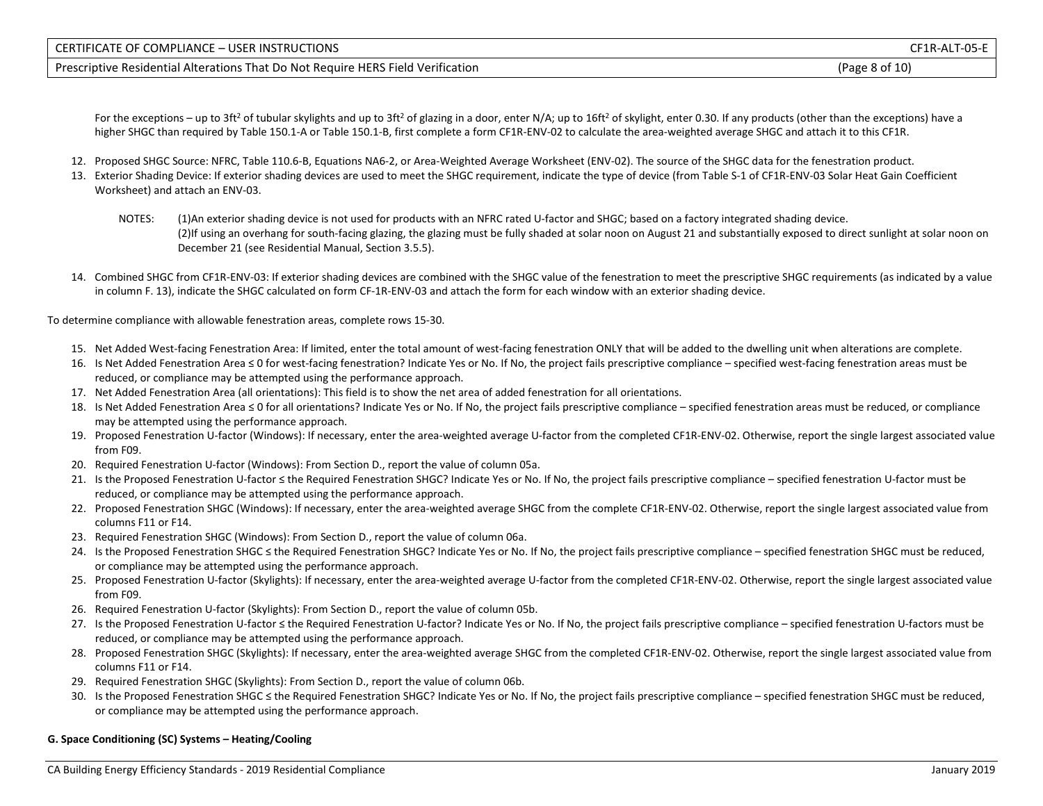For the exceptions – up to 3ft$^2$ of tubular skylights and up to 3ft$^2$ of glazing in a door, enter N/A; up to 16ft$^2$ of skylight, enter 0.30. If any products (other than the exceptions) have a higher SHGC than required by Table 150.1-A or Table 150.1-B, first complete a form CF1R-ENV-02 to calculate the area-weighted average SHGC and attach it to this CF1R.

12. Proposed SHGC Source: NFRC, Table 110.6-B, Equations NA6-2, or Area-Weighted Average Worksheet (ENV-02). The source of the SHGC data for the fenestration product.
13. Exterior Shading Device: If exterior shading devices are used to meet the SHGC requirement, indicate the type of device (from Table S-1 of CF1R-ENV-03 Solar Heat Gain Coefficient Worksheet) and attach an ENV-03.

    NOTES: (1)An exterior shading device is not used for products with an NFRC rated U-factor and SHGC; based on a factory integrated shading device.
    (2)If using an overhang for south-facing glazing, the glazing must be fully shaded at solar noon on August 21 and substantially exposed to direct sunlight at solar noon on December 21 (see Residential Manual, Section 3.5.5).

14. Combined SHGC from CF1R-ENV-03: If exterior shading devices are combined with the SHGC value of the fenestration to meet the prescriptive SHGC requirements (as indicated by a value in column F. 13), indicate the SHGC calculated on form CF-1R-ENV-03 and attach the form for each window with an exterior shading device.

To determine compliance with allowable fenestration areas, complete rows 15-30.

15. Net Added West-facing Fenestration Area: If limited, enter the total amount of west-facing fenestration ONLY that will be added to the dwelling unit when alterations are complete.
16. Is Net Added Fenestration Area ≤ 0 for west-facing fenestration? Indicate Yes or No. If No, the project fails prescriptive compliance – specified west-facing fenestration areas must be reduced, or compliance may be attempted using the performance approach.
17. Net Added Fenestration Area (all orientations): This field is to show the net area of added fenestration for all orientations.
18. Is Net Added Fenestration Area ≤ 0 for all orientations? Indicate Yes or No. If No, the project fails prescriptive compliance – specified fenestration areas must be reduced, or compliance may be attempted using the performance approach.
19. Proposed Fenestration U-factor (Windows): If necessary, enter the area-weighted average U-factor from the completed CF1R-ENV-02. Otherwise, report the single largest associated value from F09.
20. Required Fenestration U-factor (Windows): From Section D., report the value of column 05a.
21. Is the Proposed Fenestration U-factor ≤ the Required Fenestration SHGC? Indicate Yes or No. If No, the project fails prescriptive compliance – specified fenestration U-factor must be reduced, or compliance may be attempted using the performance approach.
22. Proposed Fenestration SHGC (Windows): If necessary, enter the area-weighted average SHGC from the complete CF1R-ENV-02. Otherwise, report the single largest associated value from columns F11 or F14.
23. Required Fenestration SHGC (Windows): From Section D., report the value of column 06a.
24. Is the Proposed Fenestration SHGC ≤ the Required Fenestration SHGC? Indicate Yes or No. If No, the project fails prescriptive compliance – specified fenestration SHGC must be reduced, or compliance may be attempted using the performance approach.
25. Proposed Fenestration U-factor (Skylights): If necessary, enter the area-weighted average U-factor from the completed CF1R-ENV-02. Otherwise, report the single largest associated value from F09.
26. Required Fenestration U-factor (Skylights): From Section D., report the value of column 05b.
27. Is the Proposed Fenestration U-factor ≤ the Required Fenestration U-factor? Indicate Yes or No. If No, the project fails prescriptive compliance – specified fenestration U-factors must be reduced, or compliance may be attempted using the performance approach.
28. Proposed Fenestration SHGC (Skylights): If necessary, enter the area-weighted average SHGC from the completed CF1R-ENV-02. Otherwise, report the single largest associated value from columns F11 or F14.
29. Required Fenestration SHGC (Skylights): From Section D., report the value of column 06b.
30. Is the Proposed Fenestration SHGC ≤ the Required Fenestration SHGC? Indicate Yes or No. If No, the project fails prescriptive compliance – specified fenestration SHGC must be reduced, or compliance may be attempted using the performance approach.

**G. Space Conditioning (SC) Systems – Heating/Cooling**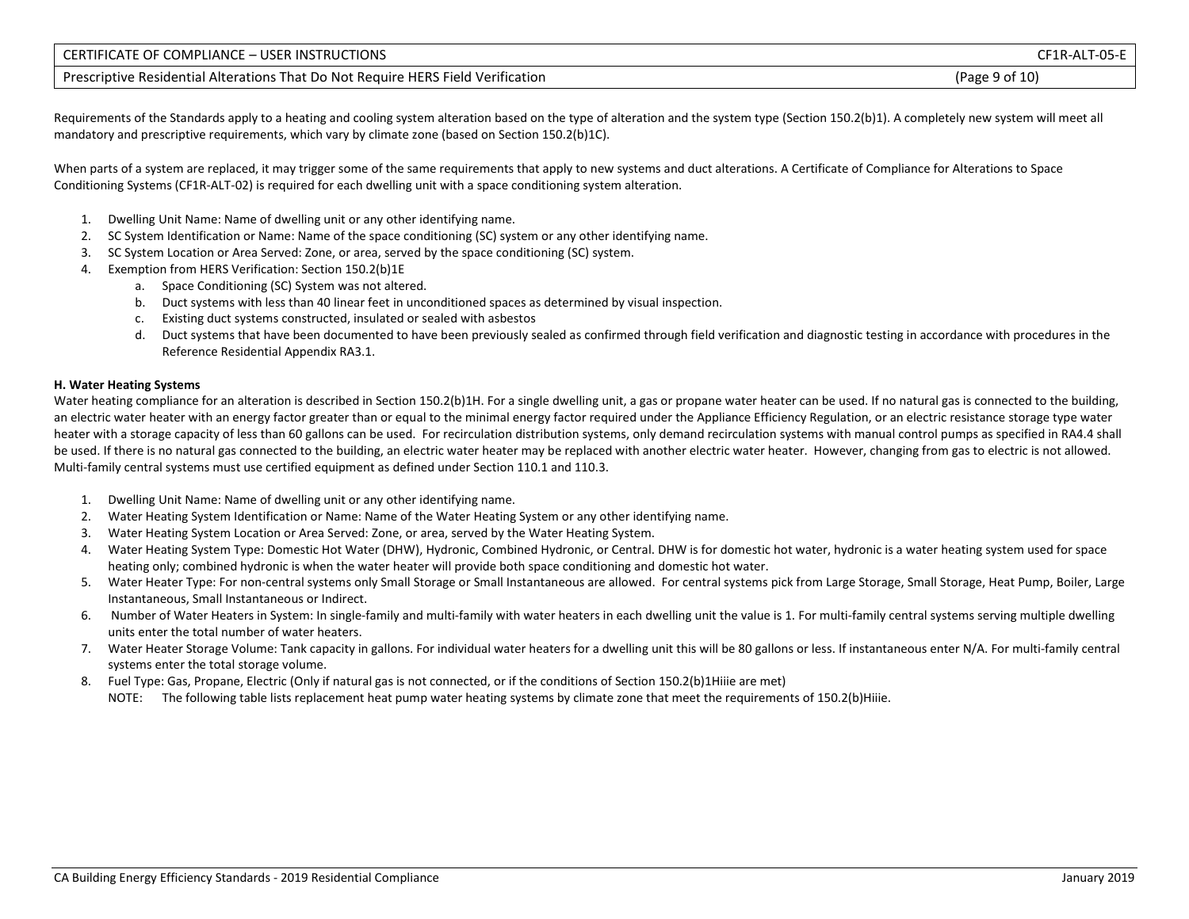Requirements of the Standards apply to a heating and cooling system alteration based on the type of alteration and the system type (Section 150.2(b)1). A completely new system will meet all mandatory and prescriptive requirements, which vary by climate zone (based on Section 150.2(b)1C).

When parts of a system are replaced, it may trigger some of the same requirements that apply to new systems and duct alterations. A Certificate of Compliance for Alterations to Space Conditioning Systems (CF1R-ALT-02) is required for each dwelling unit with a space conditioning system alteration.

1. Dwelling Unit Name: Name of dwelling unit or any other identifying name.
2. SC System Identification or Name: Name of the space conditioning (SC) system or any other identifying name.
3. SC System Location or Area Served: Zone, or area, served by the space conditioning (SC) system.
4. Exemption from HERS Verification: Section 150.2(b)1E
   a. Space Conditioning (SC) System was not altered.
   b. Duct systems with less than 40 linear feet in unconditioned spaces as determined by visual inspection.
   c. Existing duct systems constructed, insulated or sealed with asbestos
   d. Duct systems that have been documented to have been previously sealed as confirmed through field verification and diagnostic testing in accordance with procedures in the Reference Residential Appendix RA3.1.

**H. Water Heating Systems**

Water heating compliance for an alteration is described in Section 150.2(b)1H. For a single dwelling unit, a gas or propane water heater can be used. If no natural gas is connected to the building, an electric water heater with an energy factor greater than or equal to the minimal energy factor required under the Appliance Efficiency Regulation, or an electric resistance storage type water heater with a storage capacity of less than 60 gallons can be used. For recirculation distribution systems, only demand recirculation systems with manual control pumps as specified in RA4.4 shall be used. If there is no natural gas connected to the building, an electric water heater may be replaced with another electric water heater. However, changing from gas to electric is not allowed. Multi-family central systems must use certified equipment as defined under Section 110.1 and 110.3.

1. Dwelling Unit Name: Name of dwelling unit or any other identifying name.
2. Water Heating System Identification or Name: Name of the Water Heating System or any other identifying name.
3. Water Heating System Location or Area Served: Zone, or area, served by the Water Heating System.
4. Water Heating System Type: Domestic Hot Water (DHW), Hydronic, Combined Hydronic, or Central. DHW is for domestic hot water, hydronic is a water heating system used for space heating only; combined hydronic is when the water heater will provide both space conditioning and domestic hot water.
5. Water Heater Type: For non-central systems only Small Storage or Small Instantaneous are allowed. For central systems pick from Large Storage, Small Storage, Heat Pump, Boiler, Large Instantaneous, Small Instantaneous or Indirect.
6. Number of Water Heaters in System: In single-family and multi-family with water heaters in each dwelling unit the value is 1. For multi-family central systems serving multiple dwelling units enter the total number of water heaters.
7. Water Heater Storage Volume: Tank capacity in gallons. For individual water heaters for a dwelling unit this will be 80 gallons or less. If instantaneous enter N/A. For multi-family central systems enter the total storage volume.
8. Fuel Type: Gas, Propane, Electric (Only if natural gas is not connected, or if the conditions of Section 150.2(b)1Hiiie are met)

   NOTE: The following table lists replacement heat pump water heating systems by climate zone that meet the requirements of 150.2(b)Hiiie.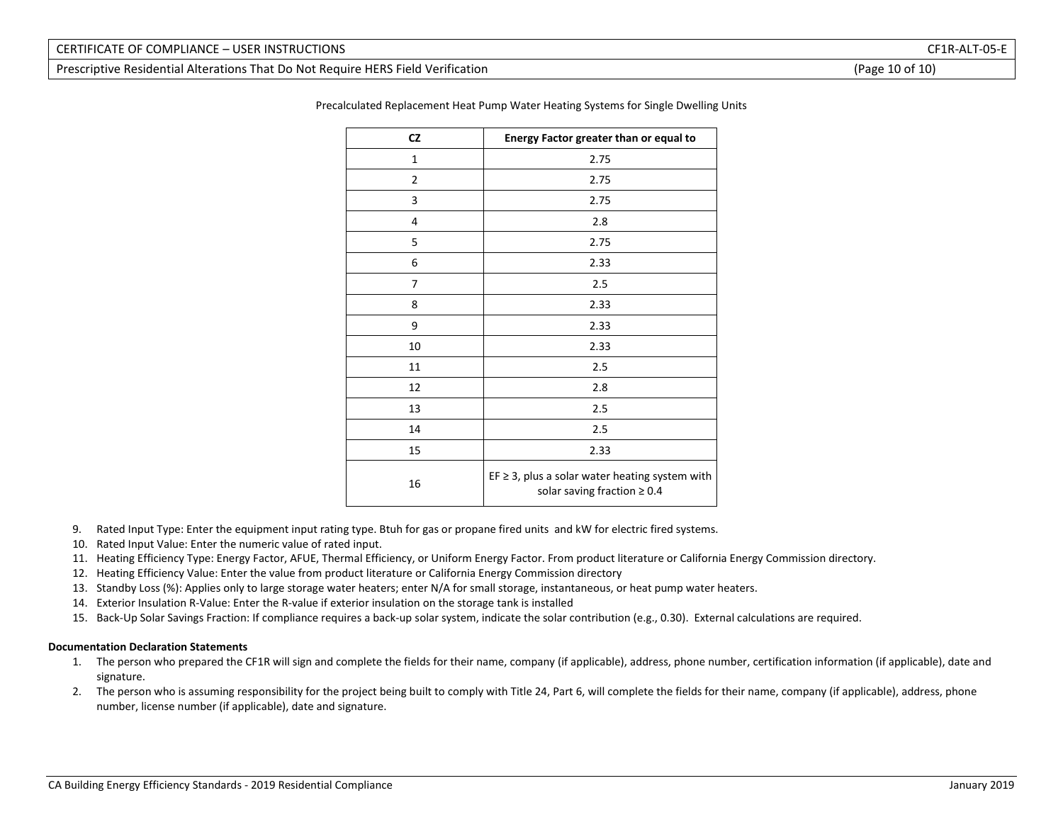Precalculated Replacement Heat Pump Water Heating Systems for Single Dwelling Units

| CZ | Energy Factor greater than or equal to |
|---|---|
| 1 | 2.75 |
| 2 | 2.75 |
| 3 | 2.75 |
| 4 | 2.8 |
| 5 | 2.75 |
| 6 | 2.33 |
| 7 | 2.5 |
| 8 | 2.33 |
| 9 | 2.33 |
| 10 | 2.33 |
| 11 | 2.5 |
| 12 | 2.8 |
| 13 | 2.5 |
| 14 | 2.5 |
| 15 | 2.33 |
| 16 | EF ≥ 3, plus a solar water heating system with solar saving fraction ≥ 0.4 |

9. Rated Input Type: Enter the equipment input rating type. Btuh for gas or propane fired units and kW for electric fired systems.
10. Rated Input Value: Enter the numeric value of rated input.
11. Heating Efficiency Type: Energy Factor, AFUE, Thermal Efficiency, or Uniform Energy Factor. From product literature or California Energy Commission directory.
12. Heating Efficiency Value: Enter the value from product literature or California Energy Commission directory
13. Standby Loss (%): Applies only to large storage water heaters; enter N/A for small storage, instantaneous, or heat pump water heaters.
14. Exterior Insulation R-Value: Enter the R-value if exterior insulation on the storage tank is installed
15. Back-Up Solar Savings Fraction: If compliance requires a back-up solar system, indicate the solar contribution (e.g., 0.30). External calculations are required.

**Documentation Declaration Statements**

1. The person who prepared the CF1R will sign and complete the fields for their name, company (if applicable), address, phone number, certification information (if applicable), date and signature.
2. The person who is assuming responsibility for the project being built to comply with Title 24, Part 6, will complete the fields for their name, company (if applicable), address, phone number, license number (if applicable), date and signature.